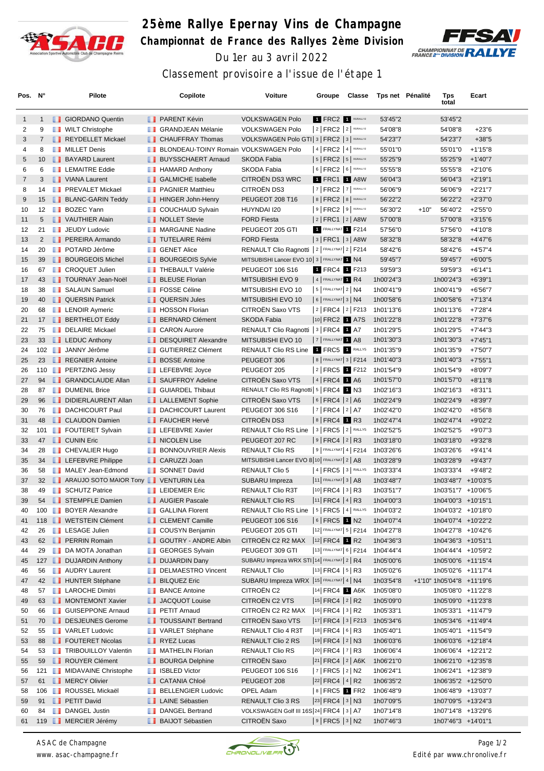# 25ème Rallye Epernay Vins de Champagne

## Championnat de France des Rallyes 2ème Division

Du 1er au 3 avril 2022

### Classement provisoire a l'issue de l'étape 1

| Pos. | N° | Pilote | Copilote | Voiture | Groupe | Classe | Tps net | Pénalité | Tps total | Ecart |
|---|---|---|---|---|---|---|---|---|---|---|
| 1 | 1 | GIORDANO Quentin | PARENT Kévin | VOLKSWAGEN Polo | 1 FRC2 | 1 R5/RALLY2 | 53'45"2 | | 53'45"2 | |
| 2 | 9 | WILT Christophe | GRANDJEAN Mélanie | VOLKSWAGEN Polo | 2 FRC2 | 2 R5/RALLY2 | 54'08"8 | | 54'08"8 | +23"6 |
| 3 | 7 | REYDELLET Mickael | CHAUFFRAY Thomas | VOLKSWAGEN Polo GTI | 3 FRC2 | 3 R5/RALLY2 | 54'23"7 | | 54'23"7 | +38"5 |
| 4 | 8 | MILLET Denis | BLONDEAU-TOINY Romain | VOLKSWAGEN Polo | 4 FRC2 | 4 R5/RALLY2 | 55'01"0 | | 55'01"0 | +1'15"8 |
| 5 | 10 | BAYARD Laurent | BUYSSCHAERT Arnaud | SKODA Fabia | 5 FRC2 | 5 R5/RALLY2 | 55'25"9 | | 55'25"9 | +1'40"7 |
| 6 | 6 | LEMAITRE Eddie | HAMARD Anthony | SKODA Fabia | 6 FRC2 | 6 R5/RALLY2 | 55'55"8 | | 55'55"8 | +2'10"6 |
| 7 | 3 | VIANA Laurent | GALMICHE Isabelle | CITROËN DS3 WRC | 1 FRC1 | 1 A8W | 56'04"3 | | 56'04"3 | +2'19"1 |
| 8 | 14 | PREVALET Mickael | PAGNIER Matthieu | CITROËN DS3 | 7 FRC2 | 7 R5/RALLY2 | 56'06"9 | | 56'06"9 | +2'21"7 |
| 9 | 15 | BLANC-GARIN Teddy | HINGER John-Henry | PEUGEOT 208 T16 | 8 FRC2 | 8 R5/RALLY2 | 56'22"2 | | 56'22"2 | +2'37"0 |
| 10 | 12 | BOZEC Yann | COUCHAUD Sylvain | HUYNDAI I20 | 9 FRC2 | 9 R5/RALLY2 | 56'30"2 | +10" | 56'40"2 | +2'55"0 |
| 11 | 5 | VAUTHIER Alain | NOLLET Stevie | FORD Fiesta | 2 FRC1 | 2 A8W | 57'00"8 | | 57'00"8 | +3'15"6 |
| 12 | 21 | JEUDY Ludovic | MARGAINE Nadine | PEUGEOT 205 GTI | 1 FRALLYNAT | 1 F214 | 57'56"0 | | 57'56"0 | +4'10"8 |
| 13 | 2 | PEREIRA Armando | TUTELAIRE Rémi | FORD Fiesta | 3 FRC1 | 3 A8W | 58'32"8 | | 58'32"8 | +4'47"6 |
| 14 | 20 | POTARD Jérôme | GENET Alice | RENAULT Clio Ragnotti | 2 FRALLYNAT | 2 F214 | 58'42"6 | | 58'42"6 | +4'57"4 |
| 15 | 39 | BOURGEOIS Michel | BOURGEOIS Sylvie | MITSUBISHI Lancer EVO 10 | 3 FRALLYNAT | 1 N4 | 59'45"7 | | 59'45"7 | +6'00"5 |
| 16 | 67 | CROQUET Julien | THEBAULT Valérie | PEUGEOT 106 S16 | 1 FRC4 | 1 F213 | 59'59"3 | | 59'59"3 | +6'14"1 |
| 17 | 43 | TOURNAY Jean-Noël | BLEUSE Florian | MITSUBISHI EVO 9 | 4 FRALLYNAT | 1 R4 | 1h00'24"3 | | 1h00'24"3 | +6'39"1 |
| 18 | 38 | SALAUN Samuel | FOSSE Céline | MITSUBISHI EVO 10 | 5 FRALLYNAT | 2 N4 | 1h00'41"9 | | 1h00'41"9 | +6'56"7 |
| 19 | 40 | QUERSIN Patrick | QUERSIN Jules | MITSUBISHI EVO 10 | 6 FRALLYNAT | 3 N4 | 1h00'58"6 | | 1h00'58"6 | +7'13"4 |
| 20 | 68 | LENOIR Aymeric | HOSSON Florian | CITROËN Saxo VTS | 2 FRC4 | 2 F213 | 1h01'13"6 | | 1h01'13"6 | +7'28"4 |
| 21 | 17 | BERTHELOT Eddy | BERNARD Clément | SKODA Fabia | 10 FRC2 | 1 A7S | 1h01'22"8 | | 1h01'22"8 | +7'37"6 |
| 22 | 75 | DELAIRE Mickael | CARON Aurore | RENAULT Clio Ragnotti | 3 FRC4 | 1 A7 | 1h01'29"5 | | 1h01'29"5 | +7'44"3 |
| 23 | 33 | LEDUC Anthony | DESQUIRET Alexandre | MITSUBISHI EVO 10 | 7 FRALLYNAT | 1 A8 | 1h01'30"3 | | 1h01'30"3 | +7'45"1 |
| 24 | 102 | JANNY Jérôme | GUTIERREZ Clément | RENAULT Clio RS Line | 1 FRC5 | 1 RALLY5 | 1h01'35"9 | | 1h01'35"9 | +7'50"7 |
| 25 | 23 | REGNIER Antoine | BOSSE Antoine | PEUGEOT 306 | 8 FRALLYNAT | 3 F214 | 1h01'40"3 | | 1h01'40"3 | +7'55"1 |
| 26 | 110 | PERTZING Jessy | LEFEBVRE Joyce | PEUGEOT 205 | 2 FRC5 | 1 F212 | 1h01'54"9 | | 1h01'54"9 | +8'09"7 |
| 27 | 94 | GRANDCLAUDE Allan | SAUFFROY Adeline | CITROËN Saxo VTS | 4 FRC4 | 1 A6 | 1h01'57"0 | | 1h01'57"0 | +8'11"8 |
| 28 | 87 | DUMENIL Brice | GUIARDEL Thibaut | RENAULT Clio RS Ragnotti | 5 FRC4 | 1 N3 | 1h02'16"3 | | 1h02'16"3 | +8'31"1 |
| 29 | 96 | DIDIERLAURENT Allan | LALLEMENT Sophie | CITROËN Saxo VTS | 6 FRC4 | 2 A6 | 1h02'24"9 | | 1h02'24"9 | +8'39"7 |
| 30 | 76 | DACHICOURT Paul | DACHICOURT Laurent | PEUGEOT 306 S16 | 7 FRC4 | 2 A7 | 1h02'42"0 | | 1h02'42"0 | +8'56"8 |
| 31 | 48 | CLAUDON Damien | FAUCHER Hervé | CITROËN DS3 | 8 FRC4 | 1 R3 | 1h02'47"4 | | 1h02'47"4 | +9'02"2 |
| 32 | 101 | FOUTERET Sylvain | LEFEBVRE Xavier | RENAULT Clio RS Line | 3 FRC5 | 2 RALLY5 | 1h02'52"5 | | 1h02'52"5 | +9'07"3 |
| 33 | 47 | CUNIN Eric | NICOLEN Lise | PEUGEOT 207 RC | 9 FRC4 | 2 R3 | 1h03'18"0 | | 1h03'18"0 | +9'32"8 |
| 34 | 28 | CHEVALIER Hugo | BONNOUVRIER Alexis | RENAULT Clio RS | 9 FRALLYNAT | 4 F214 | 1h03'26"6 | | 1h03'26"6 | +9'41"4 |
| 35 | 34 | LEFEBVRE Philippe | CARUZZI Joan | MITSUBISHI Lancer EVO 8 | 10 FRALLYNAT | 2 A8 | 1h03'28"9 | | 1h03'28"9 | +9'43"7 |
| 36 | 58 | MALEY Jean-Edmond | SONNET David | RENAULT Clio 5 | 4 FRC5 | 3 RALLY5 | 1h03'33"4 | | 1h03'33"4 | +9'48"2 |
| 37 | 32 | ARAUJO SOTO MAIOR Tony | VENTURIN Léa | SUBARU Impreza | 11 FRALLYNAT | 3 A8 | 1h03'48"7 | | 1h03'48"7 | +10'03"5 |
| 38 | 49 | SCHUTZ Patrice | LEIDEMER Eric | RENAULT Clio R3T | 10 FRC4 | 3 R3 | 1h03'51"7 | | 1h03'51"7 | +10'06"5 |
| 39 | 54 | STEMPFLE Damien | AUGIER Pascale | RENAULT Clio RS | 11 FRC4 | 4 R3 | 1h04'00"3 | | 1h04'00"3 | +10'15"1 |
| 40 | 100 | BOYER Alexandre | GALLINA Florent | RENAULT Clio RS Line | 5 FRC5 | 4 RALLY5 | 1h04'03"2 | | 1h04'03"2 | +10'18"0 |
| 41 | 118 | WETSTEIN Clément | CLEMENT Camille | PEUGEOT 106 S16 | 6 FRC5 | 1 N2 | 1h04'07"4 | | 1h04'07"4 | +10'22"2 |
| 42 | 26 | LESAGE Julien | COUSYN Benjamin | PEUGEOT 205 GTI | 12 FRALLYNAT | 5 F214 | 1h04'27"8 | | 1h04'27"8 | +10'42"6 |
| 43 | 62 | PERRIN Romain | GOUTRY - ANDRE Albin | CITROËN C2 R2 MAX | 12 FRC4 | 1 R2 | 1h04'36"3 | | 1h04'36"3 | +10'51"1 |
| 44 | 29 | DA MOTA Jonathan | GEORGES Sylvain | PEUGEOT 309 GTI | 13 FRALLYNAT | 6 F214 | 1h04'44"4 | | 1h04'44"4 | +10'59"2 |
| 45 | 127 | DUJARDIN Anthony | DUJARDIN Dany | SUBARU Impreza WRX STI | 14 FRALLYNAT | 2 R4 | 1h05'00"6 | | 1h05'00"6 | +11'15"4 |
| 46 | 56 | AUDRY Laurent | DELMAESTRO Vincent | RENAULT Clio | 13 FRC4 | 5 R3 | 1h05'02"6 | | 1h05'02"6 | +11'17"4 |
| 47 | 42 | HUNTER Stéphane | BILQUEZ Eric | SUBARU Impreza WRX | 15 FRALLYNAT | 4 N4 | 1h03'54"8 | +1'10" | 1h05'04"8 | +11'19"6 |
| 48 | 57 | LAROCHE Dimitri | BANCE Antoine | CITROËN C2 | 14 FRC4 | 1 A6K | 1h05'08"0 | | 1h05'08"0 | +11'22"8 |
| 49 | 63 | MONTEMONT Xavier | JACQUOT Louise | CITROËN C2 VTS | 15 FRC4 | 2 R2 | 1h05'09"0 | | 1h05'09"0 | +11'23"8 |
| 50 | 66 | GUISEPPONE Arnaud | PETIT Arnaud | CITROËN C2 R2 MAX | 16 FRC4 | 3 R2 | 1h05'33"1 | | 1h05'33"1 | +11'47"9 |
| 51 | 70 | DESJEUNES Gerome | TOUSSAINT Bertrand | CITROËN Saxo VTS | 17 FRC4 | 3 F213 | 1h05'34"6 | | 1h05'34"6 | +11'49"4 |
| 52 | 55 | VARLET Ludovic | VARLET Stéphane | RENAULT Clio 4 R3T | 18 FRC4 | 6 R3 | 1h05'40"1 | | 1h05'40"1 | +11'54"9 |
| 53 | 88 | FOUTERET Nicolas | RYEZ Lucas | RENAULT Clio 2 RS | 19 FRC4 | 2 N3 | 1h06'03"6 | | 1h06'03"6 | +12'18"4 |
| 54 | 53 | TRIBOUILLOY Valentin | MATHELIN Florian | RENAULT Clio RS | 20 FRC4 | 7 R3 | 1h06'06"4 | | 1h06'06"4 | +12'21"2 |
| 55 | 59 | ROUYER Clément | BOURGA Delphine | CITROËN Saxo | 21 FRC4 | 2 A6K | 1h06'21"0 | | 1h06'21"0 | +12'35"8 |
| 56 | 121 | MIDAVAINE Christophe | ISBLED Victor | PEUGEOT 106 S16 | 7 FRC5 | 2 N2 | 1h06'24"1 | | 1h06'24"1 | +12'38"9 |
| 57 | 61 | MERCY Olivier | CATANIA Chloé | PEUGEOT 208 | 22 FRC4 | 4 R2 | 1h06'35"2 | | 1h06'35"2 | +12'50"0 |
| 58 | 106 | ROUSSEL Mickaël | BELLENGIER Ludovic | OPEL Adam | 8 FRC5 | 1 FR2 | 1h06'48"9 | | 1h06'48"9 | +13'03"7 |
| 59 | 91 | PETIT David | LAINE Sébastien | RENAULT Clio 3 RS | 23 FRC4 | 3 N3 | 1h07'09"5 | | 1h07'09"5 | +13'24"3 |
| 60 | 84 | DANGEL Justin | DANGEL Bertrand | VOLKSWAGEN Golf III 16S | 24 FRC4 | 3 A7 | 1h07'14"8 | | 1h07'14"8 | +13'29"6 |
| 61 | 119 | MERCIER Jérémy | BAIJOT Sébastien | CITROËN Saxo | 9 FRC5 | 3 N2 | 1h07'46"3 | | 1h07'46"3 | +14'01"1 |

ASAC de Champagne
www.asac-champagne.fr

Edité par www.chronolive.fr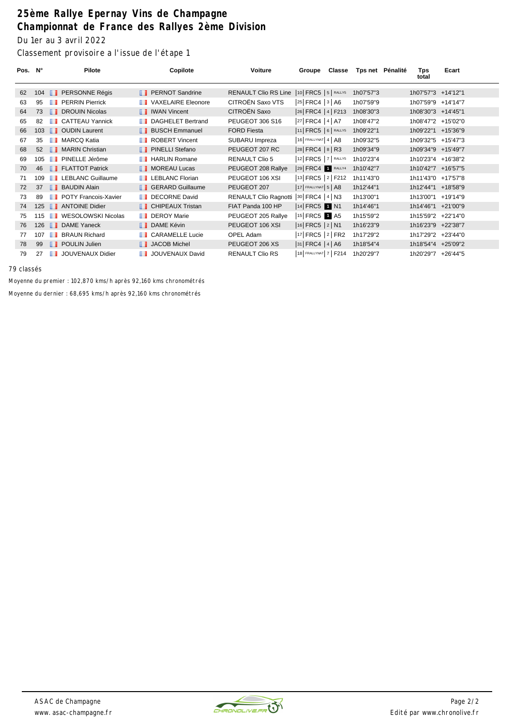# 25ème Rallye Epernay Vins de Champagne
# Championnat de France des Rallyes 2ème Division

Du 1er au 3 avril 2022

Classement provisoire a l'issue de l'étape 1

| Pos. | N° | Pilote | Copilote | Voiture | Groupe | Classe | Tps net | Pénalité | Tps total | Ecart |
|---|---|---|---|---|---|---|---|---|---|---|
| 62 | 104 | PERSONNE Régis | PERNOT Sandrine | RENAULT Clio RS Line | 10 FRC5 | 5 RALLY5 | 1h07'57"3 | | 1h07'57"3 | +14'12"1 |
| 63 | 95 | PERRIN Pierrick | VAXELAIRE Eleonore | CITROËN Saxo VTS | 25 FRC4 | 3 A6 | 1h07'59"9 | | 1h07'59"9 | +14'14"7 |
| 64 | 73 | DROUIN Nicolas | IWAN Vincent | CITROËN Saxo | 26 FRC4 | 4 F213 | 1h08'30"3 | | 1h08'30"3 | +14'45"1 |
| 65 | 82 | CATTEAU Yannick | DAGHELET Bertrand | PEUGEOT 306 S16 | 27 FRC4 | 4 A7 | 1h08'47"2 | | 1h08'47"2 | +15'02"0 |
| 66 | 103 | OUDIN Laurent | BUSCH Emmanuel | FORD Fiesta | 11 FRC5 | 6 RALLY5 | 1h09'22"1 | | 1h09'22"1 | +15'36"9 |
| 67 | 35 | MARCQ Katia | ROBERT Vincent | SUBARU Impreza | 16 FRALLYNAT | 4 A8 | 1h09'32"5 | | 1h09'32"5 | +15'47"3 |
| 68 | 52 | MARIN Christian | PINELLI Stefano | PEUGEOT 207 RC | 28 FRC4 | 8 R3 | 1h09'34"9 | | 1h09'34"9 | +15'49"7 |
| 69 | 105 | PINELLE Jérôme | HARLIN Romane | RENAULT Clio 5 | 12 FRC5 | 7 RALLY5 | 1h10'23"4 | | 1h10'23"4 | +16'38"2 |
| 70 | 46 | FLATTOT Patrick | MOREAU Lucas | PEUGEOT 208 Rallye | 29 FRC4 | 1 RALLY4 | 1h10'42"7 | | 1h10'42"7 | +16'57"5 |
| 71 | 109 | LEBLANC Guillaume | LEBLANC Florian | PEUGEOT 106 XSI | 13 FRC5 | 2 F212 | 1h11'43"0 | | 1h11'43"0 | +17'57"8 |
| 72 | 37 | BAUDIN Alain | GERARD Guillaume | PEUGEOT 207 | 17 FRALLYNAT | 5 A8 | 1h12'44"1 | | 1h12'44"1 | +18'58"9 |
| 73 | 89 | POTY Francois-Xavier | DECORNE David | RENAULT Clio Ragnotti | 30 FRC4 | 4 N3 | 1h13'00"1 | | 1h13'00"1 | +19'14"9 |
| 74 | 125 | ANTOINE Didier | CHIPEAUX Tristan | FIAT Panda 100 HP | 14 FRC5 | 1 N1 | 1h14'46"1 | | 1h14'46"1 | +21'00"9 |
| 75 | 115 | WESOLOWSKI Nicolas | DEROY Marie | PEUGEOT 205 Rallye | 15 FRC5 | 1 A5 | 1h15'59"2 | | 1h15'59"2 | +22'14"0 |
| 76 | 126 | DAME Yaneck | DAME Kévin | PEUGEOT 106 XSI | 16 FRC5 | 2 N1 | 1h16'23"9 | | 1h16'23"9 | +22'38"7 |
| 77 | 107 | BRAUN Richard | CARAMELLE Lucie | OPEL Adam | 17 FRC5 | 2 FR2 | 1h17'29"2 | | 1h17'29"2 | +23'44"0 |
| 78 | 99 | POULIN Julien | JACOB Michel | PEUGEOT 206 XS | 31 FRC4 | 4 A6 | 1h18'54"4 | | 1h18'54"4 | +25'09"2 |
| 79 | 27 | JOUVENAUX Didier | JOUVENAUX David | RENAULT Clio RS | 18 FRALLYNAT | 7 F214 | 1h20'29"7 | | 1h20'29"7 | +26'44"5 |

79 classés

Moyenne du premier : 102,870 kms/h après 92,160 kms chronométrés

Moyenne du dernier : 68,695 kms/h après 92,160 kms chronométrés

ASAC de Champagne
www.asac-champagne.fr

Edité par www.chronolive.fr